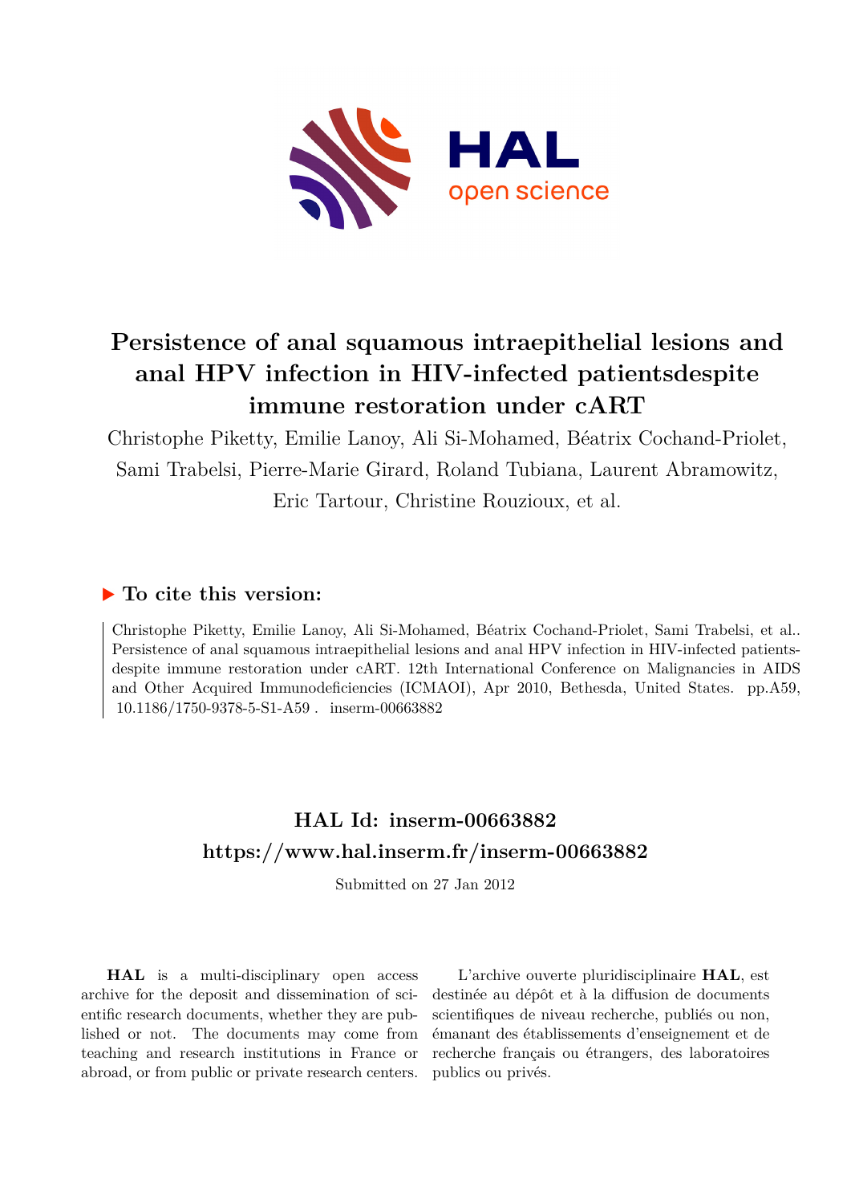# Persistence of anal squamous intraepithelial lesions and anal HPV infection in HIV-infected patientsdespite immune restoration under cART

Christophe Piketty, Emilie Lanoy, Ali Si-Mohamed, Béatrix Cochand-Priolet, Sami Trabelsi, Pierre-Marie Girard, Roland Tubiana, Laurent Abramowitz, Eric Tartour, Christine Rouzioux, et al.

## ▶ To cite this version:

Christophe Piketty, Emilie Lanoy, Ali Si-Mohamed, Béatrix Cochand-Priolet, Sami Trabelsi, et al.. Persistence of anal squamous intraepithelial lesions and anal HPV infection in HIV-infected patients-despite immune restoration under cART. 12th International Conference on Malignancies in AIDS and Other Acquired Immunodeficiencies (ICMAOI), Apr 2010, Bethesda, United States. pp.A59, 10.1186/1750-9378-5-S1-A59. inserm-00663882

## HAL Id: inserm-00663882

## https://www.hal.inserm.fr/inserm-00663882

Submitted on 27 Jan 2012

**HAL** is a multi-disciplinary open access archive for the deposit and dissemination of scientific research documents, whether they are published or not. The documents may come from teaching and research institutions in France or abroad, or from public or private research centers.

L'archive ouverte pluridisciplinaire **HAL**, est destinée au dépôt et à la diffusion de documents scientifiques de niveau recherche, publiés ou non, émanant des établissements d'enseignement et de recherche français ou étrangers, des laboratoires publics ou privés.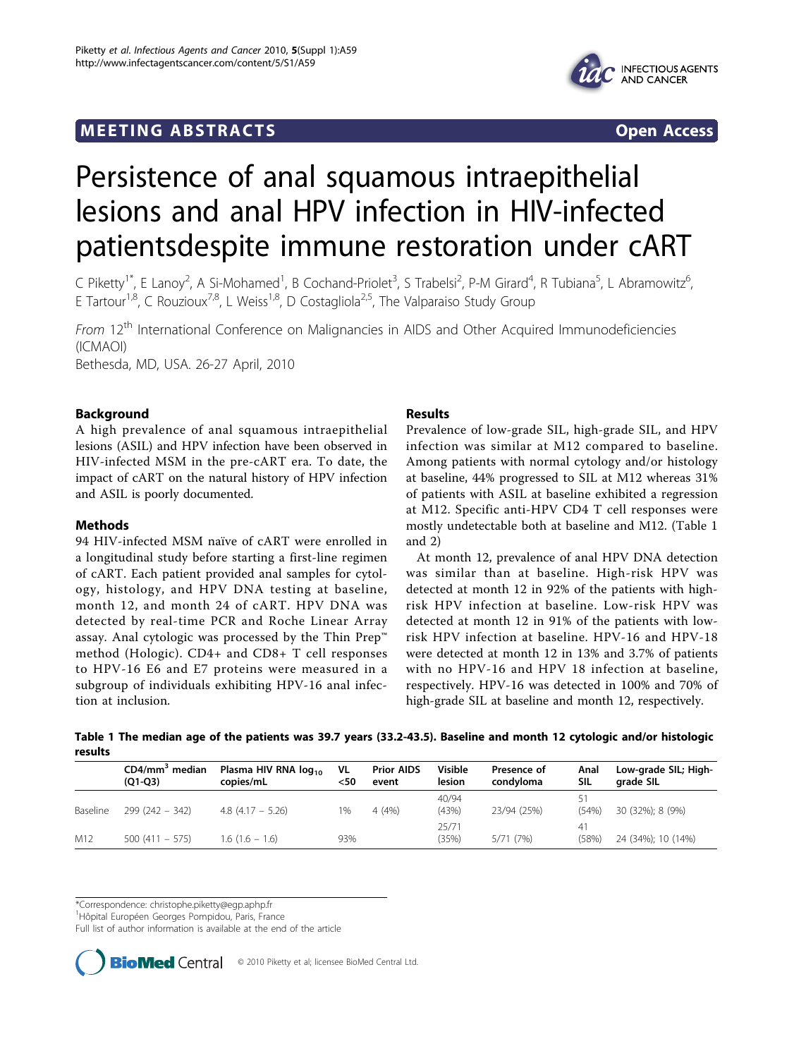# Persistence of anal squamous intraepithelial lesions and anal HPV infection in HIV-infected patientsdespite immune restoration under cART

C Piketty[1*], E Lanoy[2], A Si-Mohamed[1], B Cochand-Priolet[3], S Trabelsi[2], P-M Girard[4], R Tubiana[5], L Abramowitz[6], E Tartour[1,8], C Rouzioux[7,8], L Weiss[1,8], D Costagliola[2,5], The Valparaiso Study Group

*From* 12th International Conference on Malignancies in AIDS and Other Acquired Immunodeficiencies (ICMAOI)
Bethesda, MD, USA. 26-27 April, 2010

## Background

A high prevalence of anal squamous intraepithelial lesions (ASIL) and HPV infection have been observed in HIV-infected MSM in the pre-cART era. To date, the impact of cART on the natural history of HPV infection and ASIL is poorly documented.

## Methods

94 HIV-infected MSM naïve of cART were enrolled in a longitudinal study before starting a first-line regimen of cART. Each patient provided anal samples for cytology, histology, and HPV DNA testing at baseline, month 12, and month 24 of cART. HPV DNA was detected by real-time PCR and Roche Linear Array assay. Anal cytologic was processed by the Thin Prep™ method (Hologic). CD4+ and CD8+ T cell responses to HPV-16 E6 and E7 proteins were measured in a subgroup of individuals exhibiting HPV-16 anal infection at inclusion.

## Results

Prevalence of low-grade SIL, high-grade SIL, and HPV infection was similar at M12 compared to baseline. Among patients with normal cytology and/or histology at baseline, 44% progressed to SIL at M12 whereas 31% of patients with ASIL at baseline exhibited a regression at M12. Specific anti-HPV CD4 T cell responses were mostly undetectable both at baseline and M12. (Table 1 and 2)

At month 12, prevalence of anal HPV DNA detection was similar than at baseline. High-risk HPV was detected at month 12 in 92% of the patients with high-risk HPV infection at baseline. Low-risk HPV was detected at month 12 in 91% of the patients with low-risk HPV infection at baseline. HPV-16 and HPV-18 were detected at month 12 in 13% and 3.7% of patients with no HPV-16 and HPV 18 infection at baseline, respectively. HPV-16 was detected in 100% and 70% of high-grade SIL at baseline and month 12, respectively.

**Table 1 The median age of the patients was 39.7 years (33.2-43.5). Baseline and month 12 cytologic and/or histologic results**

| | $CD4/mm^3$ median (Q1-Q3) | Plasma HIV RNA $log_{10}$ copies/mL | VL <50 | Prior AIDS event | Visible lesion | Presence of condyloma | Anal SIL | Low-grade SIL; High-grade SIL |
|---|---|---|---|---|---|---|---|---|
| Baseline | 299 (242 – 342) | 4.8 (4.17 – 5.26) | 1% | 4 (4%) | 40/94 (43%) | 23/94 (25%) | 51 (54%) | 30 (32%); 8 (9%) |
| M12 | 500 (411 – 575) | 1.6 (1.6 – 1.6) | 93% | | 25/71 (35%) | 5/71 (7%) | 41 (58%) | 24 (34%); 10 (14%) |

*Correspondence: christophe.piketty@egp.aphp.fr
[1]Hôpital Européen Georges Pompidou, Paris, France
Full list of author information is available at the end of the article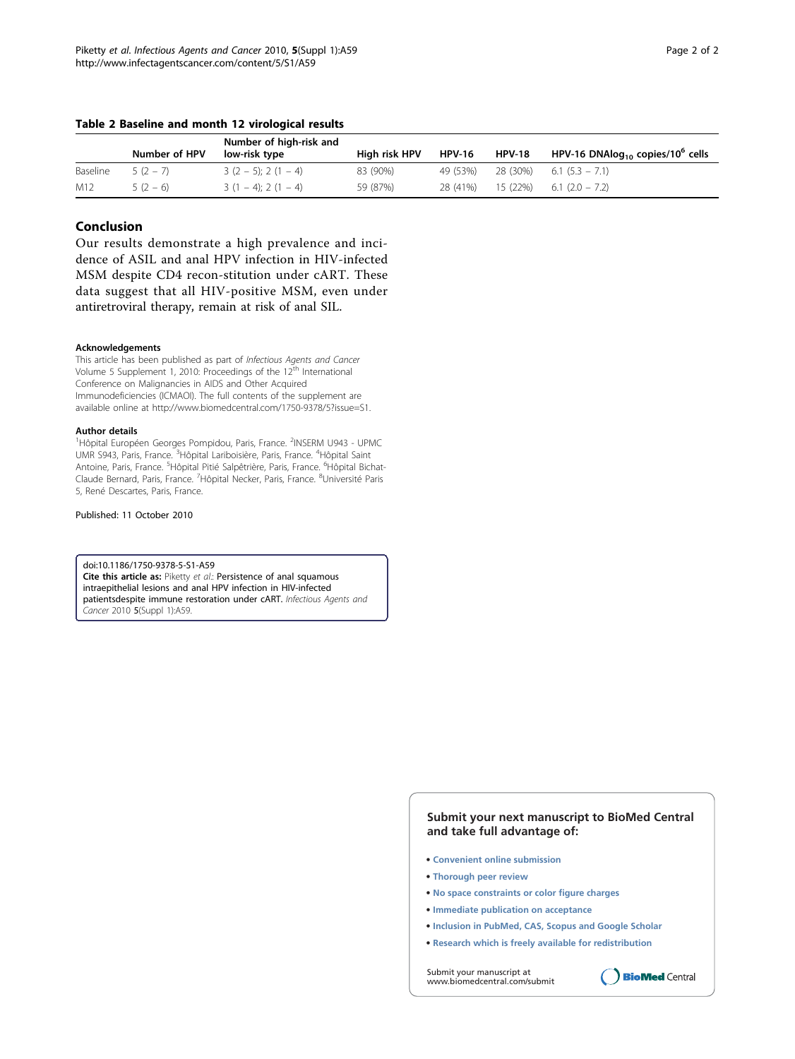**Table 2 Baseline and month 12 virological results**

| | Number of HPV | Number of high-risk and low-risk type | High risk HPV | HPV-16 | HPV-18 | HPV-16 DNA$\log_{10}$ copies/$10^6$ cells |
|---|---|---|---|---|---|---|
| Baseline | 5 (2 – 7) | 3 (2 – 5); 2 (1 – 4) | 83 (90%) | 49 (53%) | 28 (30%) | 6.1 (5.3 – 7.1) |
| M12 | 5 (2 – 6) | 3 (1 – 4); 2 (1 – 4) | 59 (87%) | 28 (41%) | 15 (22%) | 6.1 (2.0 – 7.2) |

## Conclusion

Our results demonstrate a high prevalence and incidence of ASIL and anal HPV infection in HIV-infected MSM despite CD4 recon-stitution under cART. These data suggest that all HIV-positive MSM, even under antiretroviral therapy, remain at risk of anal SIL.

#### Acknowledgements

This article has been published as part of *Infectious Agents and Cancer* Volume 5 Supplement 1, 2010: Proceedings of the 12th International Conference on Malignancies in AIDS and Other Acquired Immunodeficiencies (ICMAOI). The full contents of the supplement are available online at http://www.biomedcentral.com/1750-9378/5?issue=S1.

#### Author details

[1]Hôpital Européen Georges Pompidou, Paris, France. [2]INSERM U943 - UPMC UMR S943, Paris, France. [3]Hôpital Lariboisière, Paris, France. [4]Hôpital Saint Antoine, Paris, France. [5]Hôpital Pitié Salpêtrière, Paris, France. [6]Hôpital Bichat-Claude Bernard, Paris, France. [7]Hôpital Necker, Paris, France. [8]Université Paris 5, René Descartes, Paris, France.

Published: 11 October 2010

doi:10.1186/1750-9378-5-S1-A59
**Cite this article as:** Piketty *et al.*: Persistence of anal squamous intraepithelial lesions and anal HPV infection in HIV-infected patientsdespite immune restoration under cART. *Infectious Agents and Cancer* 2010 **5**(Suppl 1):A59.

**Submit your next manuscript to BioMed Central and take full advantage of:**

- Convenient online submission
- Thorough peer review
- No space constraints or color figure charges
- Immediate publication on acceptance
- Inclusion in PubMed, CAS, Scopus and Google Scholar
- Research which is freely available for redistribution

Submit your manuscript at www.biomedcentral.com/submit